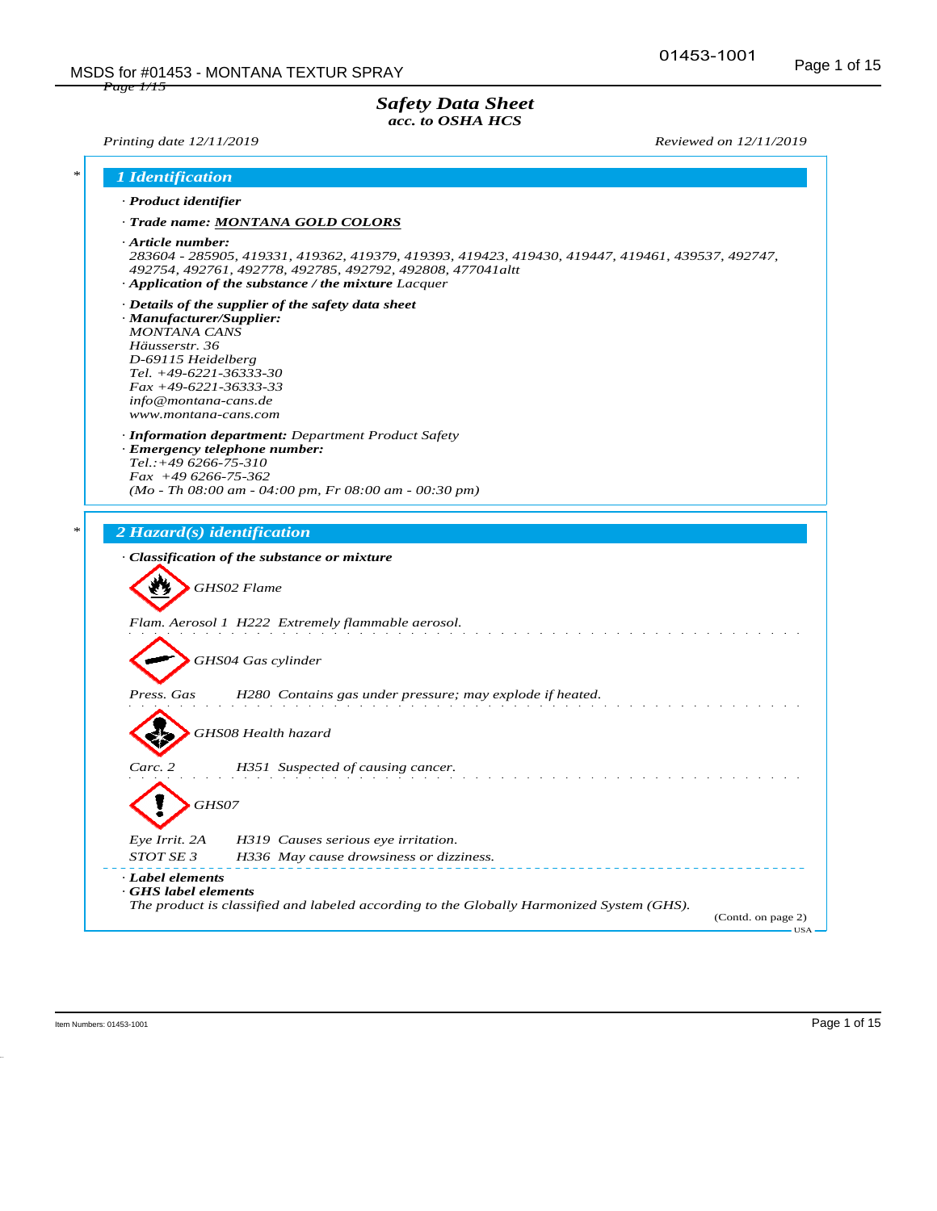# Safety Data Sheet
*acc. to OSHA HCS*

*Printing date 12/11/2019* *Reviewed on 12/11/2019*

## 1 Identification

· **Product identifier**

· **Trade name: MONTANA GOLD COLORS**

· **Article number:**
283604 - 285905, 419331, 419362, 419379, 419393, 419423, 419430, 419447, 419461, 439537, 492747, 492754, 492761, 492778, 492785, 492792, 492808, 477041altt

· **Application of the substance / the mixture** Lacquer

· **Details of the supplier of the safety data sheet**

· **Manufacturer/Supplier:**
MONTANA CANS
Häusserstr. 36
D-69115 Heidelberg
Tel. +49-6221-36333-30
Fax +49-6221-36333-33
info@montana-cans.de
www.montana-cans.com

· **Information department:** Department Product Safety

· **Emergency telephone number:**
Tel.:+49 6266-75-310
Fax +49 6266-75-362
(Mo - Th 08:00 am - 04:00 pm, Fr 08:00 am - 00:30 pm)

## 2 Hazard(s) identification

· **Classification of the substance or mixture**

GHS02 Flame

Flam. Aerosol 1 H222 Extremely flammable aerosol.

GHS04 Gas cylinder

Press. Gas H280 Contains gas under pressure; may explode if heated.

GHS08 Health hazard

Carc. 2 H351 Suspected of causing cancer.

GHS07

Eye Irrit. 2A H319 Causes serious eye irritation.
STOT SE 3 H336 May cause drowsiness or dizziness.

· **Label elements**

· **GHS label elements**
The product is classified and labeled according to the Globally Harmonized System (GHS).

(Contd. on page 2)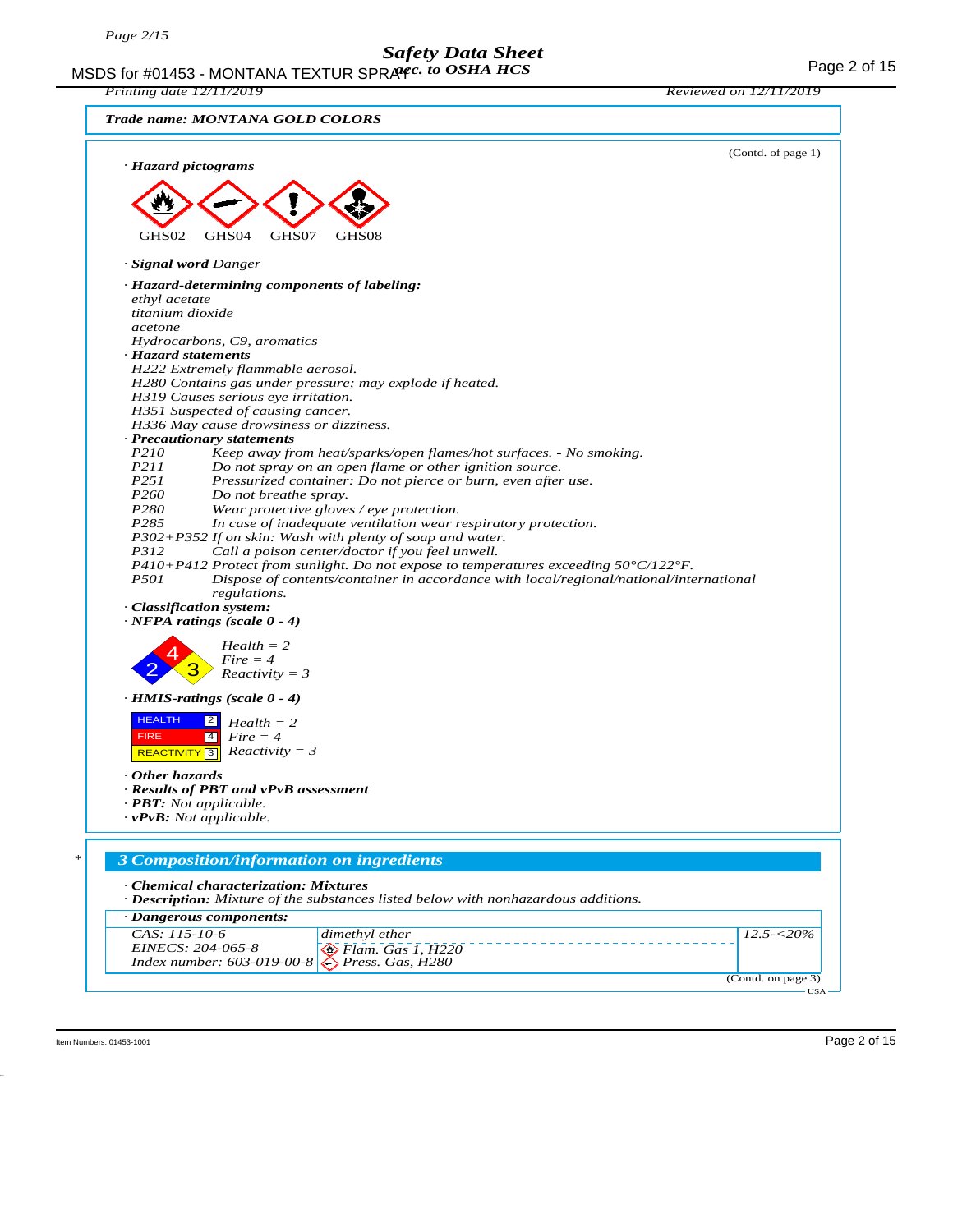**Trade name: MONTANA GOLD COLORS**

(Contd. of page 1)

· **Hazard pictograms**

GHS02 GHS04 GHS07 GHS08

· **Signal word** Danger

· **Hazard-determining components of labeling:**
ethyl acetate
titanium dioxide
acetone
Hydrocarbons, C9, aromatics

· **Hazard statements**
H222 Extremely flammable aerosol.
H280 Contains gas under pressure; may explode if heated.
H319 Causes serious eye irritation.
H351 Suspected of causing cancer.
H336 May cause drowsiness or dizziness.

· **Precautionary statements**

| | |
|---|---|
| P210 | Keep away from heat/sparks/open flames/hot surfaces. - No smoking. |
| P211 | Do not spray on an open flame or other ignition source. |
| P251 | Pressurized container: Do not pierce or burn, even after use. |
| P260 | Do not breathe spray. |
| P280 | Wear protective gloves / eye protection. |
| P285 | In case of inadequate ventilation wear respiratory protection. |
| P302+P352 | If on skin: Wash with plenty of soap and water. |
| P312 | Call a poison center/doctor if you feel unwell. |
| P410+P412 | Protect from sunlight. Do not expose to temperatures exceeding 50°C/122°F. |
| P501 | Dispose of contents/container in accordance with local/regional/national/international regulations. |

· **Classification system:**

· **NFPA ratings (scale 0 - 4)**

Health = 2
Fire = 4
Reactivity = 3

· **HMIS-ratings (scale 0 - 4)**

| | | |
|---|---|---|
| HEALTH | 2 | Health = 2 |
| FIRE | 4 | Fire = 4 |
| REACTIVITY | 3 | Reactivity = 3 |

· **Other hazards**

· **Results of PBT and vPvB assessment**

· **PBT:** Not applicable.

· **vPvB:** Not applicable.

## 3 Composition/information on ingredients

· **Chemical characterization: Mixtures**

· **Description:** Mixture of the substances listed below with nonhazardous additions.

· **Dangerous components:**

| | | |
|---|---|---|
| CAS: 115-10-6<br>EINECS: 204-065-8<br>Index number: 603-019-00-8 | dimethyl ether<br>Flam. Gas 1, H220<br>Press. Gas, H280 | 12.5-<20% |

(Contd. on page 3)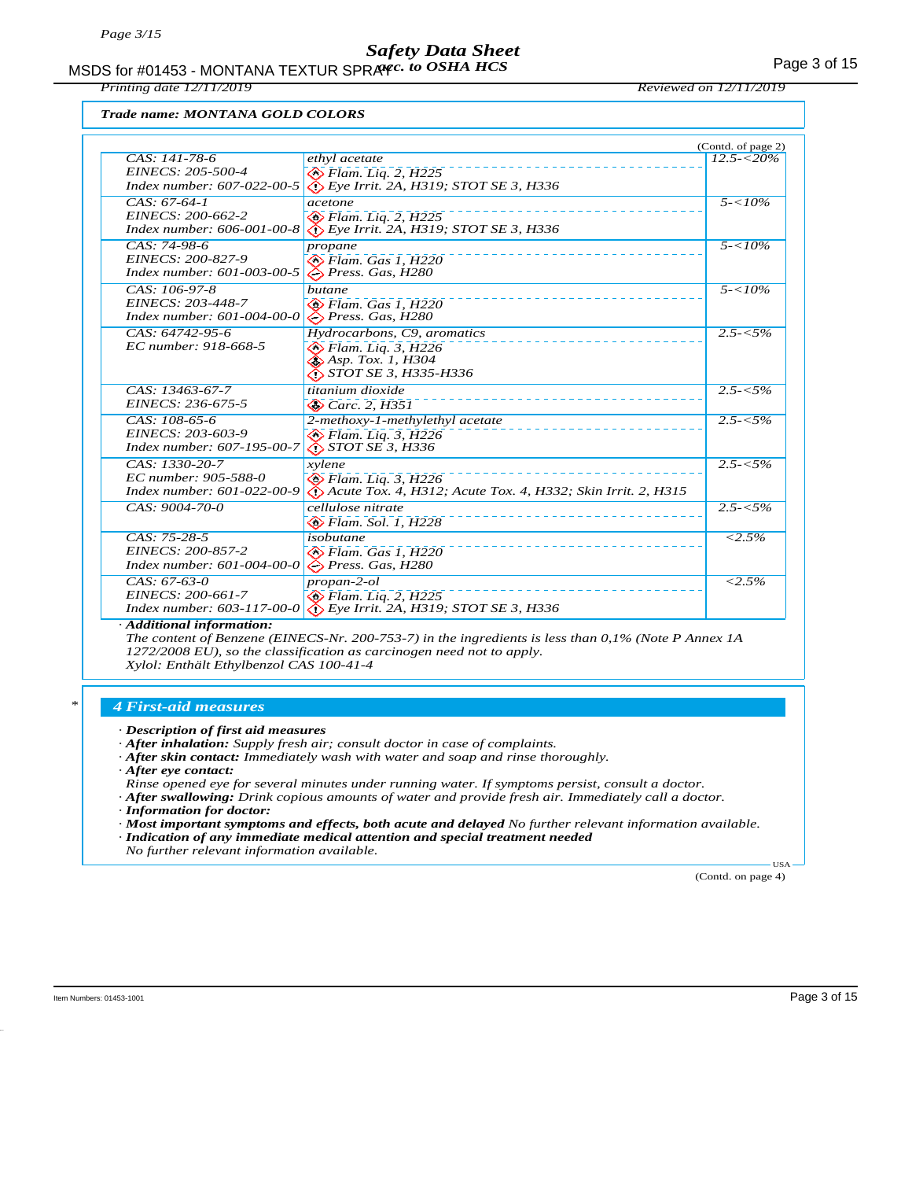**Trade name: MONTANA GOLD COLORS**

(Contd. of page 2)

| | | |
|---|---|---|
| CAS: 141-78-6<br>EINECS: 205-500-4<br>Index number: 607-022-00-5 | ethyl acetate<br>Flam. Liq. 2, H225<br>Eye Irrit. 2A, H319; STOT SE 3, H336 | 12.5-<20% |
| CAS: 67-64-1<br>EINECS: 200-662-2<br>Index number: 606-001-00-8 | acetone<br>Flam. Liq. 2, H225<br>Eye Irrit. 2A, H319; STOT SE 3, H336 | 5-<10% |
| CAS: 74-98-6<br>EINECS: 200-827-9<br>Index number: 601-003-00-5 | propane<br>Flam. Gas 1, H220<br>Press. Gas, H280 | 5-<10% |
| CAS: 106-97-8<br>EINECS: 203-448-7<br>Index number: 601-004-00-0 | butane<br>Flam. Gas 1, H220<br>Press. Gas, H280 | 5-<10% |
| CAS: 64742-95-6<br>EC number: 918-668-5 | Hydrocarbons, C9, aromatics<br>Flam. Liq. 3, H226<br>Asp. Tox. 1, H304<br>STOT SE 3, H335-H336 | 2.5-<5% |
| CAS: 13463-67-7<br>EINECS: 236-675-5 | titanium dioxide<br>Carc. 2, H351 | 2.5-<5% |
| CAS: 108-65-6<br>EINECS: 203-603-9<br>Index number: 607-195-00-7 | 2-methoxy-1-methylethyl acetate<br>Flam. Liq. 3, H226<br>STOT SE 3, H336 | 2.5-<5% |
| CAS: 1330-20-7<br>EC number: 905-588-0<br>Index number: 601-022-00-9 | xylene<br>Flam. Liq. 3, H226<br>Acute Tox. 4, H312; Acute Tox. 4, H332; Skin Irrit. 2, H315 | 2.5-<5% |
| CAS: 9004-70-0 | cellulose nitrate<br>Flam. Sol. 1, H228 | 2.5-<5% |
| CAS: 75-28-5<br>EINECS: 200-857-2<br>Index number: 601-004-00-0 | isobutane<br>Flam. Gas 1, H220<br>Press. Gas, H280 | <2.5% |
| CAS: 67-63-0<br>EINECS: 200-661-7<br>Index number: 603-117-00-0 | propan-2-ol<br>Flam. Liq. 2, H225<br>Eye Irrit. 2A, H319; STOT SE 3, H336 | <2.5% |

· **Additional information:**
The content of Benzene (EINECS-Nr. 200-753-7) in the ingredients is less than 0,1% (Note P Annex 1A 1272/2008 EU), so the classification as carcinogen need not to apply.
Xylol: Enthält Ethylbenzol CAS 100-41-4

## 4 First-aid measures

· **Description of first aid measures**
· **After inhalation:** Supply fresh air; consult doctor in case of complaints.
· **After skin contact:** Immediately wash with water and soap and rinse thoroughly.
· **After eye contact:**
Rinse opened eye for several minutes under running water. If symptoms persist, consult a doctor.
· **After swallowing:** Drink copious amounts of water and provide fresh air. Immediately call a doctor.
· **Information for doctor:**
· **Most important symptoms and effects, both acute and delayed** No further relevant information available.
· **Indication of any immediate medical attention and special treatment needed**
No further relevant information available.

(Contd. on page 4)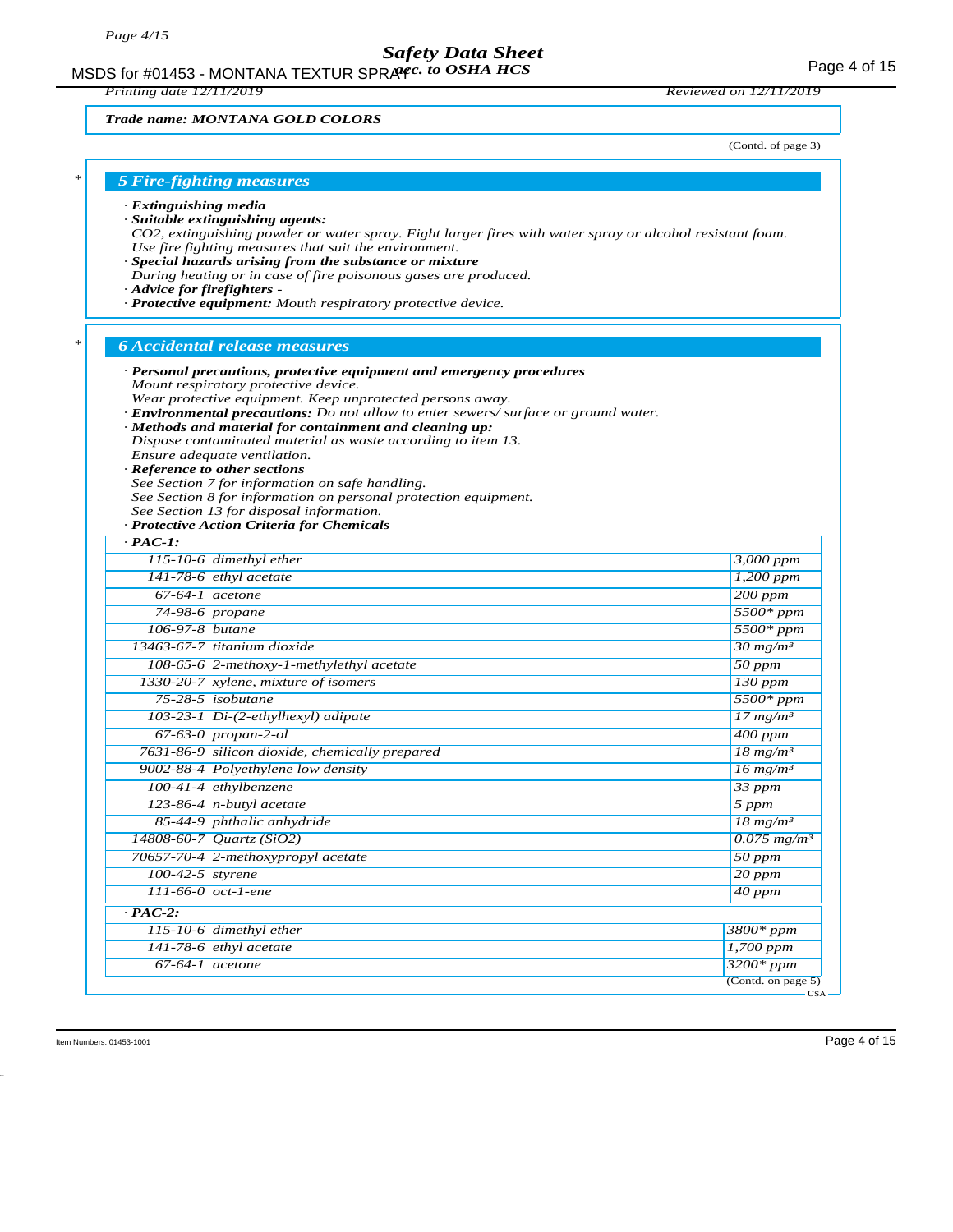**Trade name: MONTANA GOLD COLORS**

(Contd. of page 3)

## 5 Fire-fighting measures

· **Extinguishing media**
· **Suitable extinguishing agents:**
CO2, extinguishing powder or water spray. Fight larger fires with water spray or alcohol resistant foam.
Use fire fighting measures that suit the environment.
· **Special hazards arising from the substance or mixture**
During heating or in case of fire poisonous gases are produced.
· **Advice for firefighters** -
· **Protective equipment:** Mouth respiratory protective device.

## 6 Accidental release measures

· **Personal precautions, protective equipment and emergency procedures**
Mount respiratory protective device.
Wear protective equipment. Keep unprotected persons away.
· **Environmental precautions:** Do not allow to enter sewers/ surface or ground water.
· **Methods and material for containment and cleaning up:**
Dispose contaminated material as waste according to item 13.
Ensure adequate ventilation.
· **Reference to other sections**
See Section 7 for information on safe handling.
See Section 8 for information on personal protection equipment.
See Section 13 for disposal information.
· **Protective Action Criteria for Chemicals**

| · **PAC-1:** | | |
|---|---|---|
| 115-10-6 | dimethyl ether | 3,000 ppm |
| 141-78-6 | ethyl acetate | 1,200 ppm |
| 67-64-1 | acetone | 200 ppm |
| 74-98-6 | propane | 5500* ppm |
| 106-97-8 | butane | 5500* ppm |
| 13463-67-7 | titanium dioxide | 30 mg/m³ |
| 108-65-6 | 2-methoxy-1-methylethyl acetate | 50 ppm |
| 1330-20-7 | xylene, mixture of isomers | 130 ppm |
| 75-28-5 | isobutane | 5500* ppm |
| 103-23-1 | Di-(2-ethylhexyl) adipate | 17 mg/m³ |
| 67-63-0 | propan-2-ol | 400 ppm |
| 7631-86-9 | silicon dioxide, chemically prepared | 18 mg/m³ |
| 9002-88-4 | Polyethylene low density | 16 mg/m³ |
| 100-41-4 | ethylbenzene | 33 ppm |
| 123-86-4 | n-butyl acetate | 5 ppm |
| 85-44-9 | phthalic anhydride | 18 mg/m³ |
| 14808-60-7 | Quartz (SiO2) | 0.075 mg/m³ |
| 70657-70-4 | 2-methoxypropyl acetate | 50 ppm |
| 100-42-5 | styrene | 20 ppm |
| 111-66-0 | oct-1-ene | 40 ppm |
| · **PAC-2:** | | |
| 115-10-6 | dimethyl ether | 3800* ppm |
| 141-78-6 | ethyl acetate | 1,700 ppm |
| 67-64-1 | acetone | 3200* ppm |

(Contd. on page 5)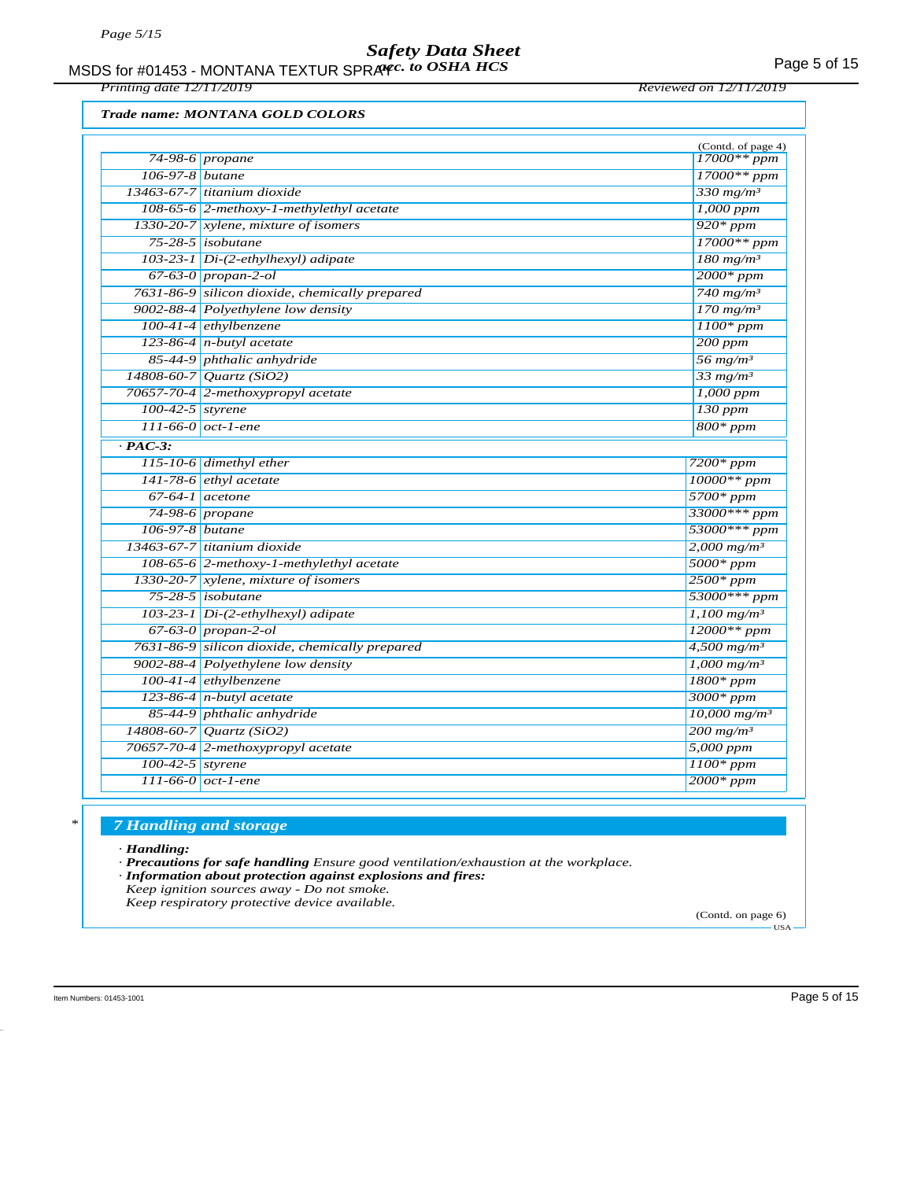*Trade name: MONTANA GOLD COLORS*

(Contd. of page 4)

| | | |
|---|---|---|
| 74-98-6 | propane | 17000** ppm |
| 106-97-8 | butane | 17000** ppm |
| 13463-67-7 | titanium dioxide | 330 mg/m³ |
| 108-65-6 | 2-methoxy-1-methylethyl acetate | 1,000 ppm |
| 1330-20-7 | xylene, mixture of isomers | 920* ppm |
| 75-28-5 | isobutane | 17000** ppm |
| 103-23-1 | Di-(2-ethylhexyl) adipate | 180 mg/m³ |
| 67-63-0 | propan-2-ol | 2000* ppm |
| 7631-86-9 | silicon dioxide, chemically prepared | 740 mg/m³ |
| 9002-88-4 | Polyethylene low density | 170 mg/m³ |
| 100-41-4 | ethylbenzene | 1100* ppm |
| 123-86-4 | n-butyl acetate | 200 ppm |
| 85-44-9 | phthalic anhydride | 56 mg/m³ |
| 14808-60-7 | Quartz (SiO2) | 33 mg/m³ |
| 70657-70-4 | 2-methoxypropyl acetate | 1,000 ppm |
| 100-42-5 | styrene | 130 ppm |
| 111-66-0 | oct-1-ene | 800* ppm |
| **· PAC-3:** | | |
| 115-10-6 | dimethyl ether | 7200* ppm |
| 141-78-6 | ethyl acetate | 10000** ppm |
| 67-64-1 | acetone | 5700* ppm |
| 74-98-6 | propane | 33000*** ppm |
| 106-97-8 | butane | 53000*** ppm |
| 13463-67-7 | titanium dioxide | 2,000 mg/m³ |
| 108-65-6 | 2-methoxy-1-methylethyl acetate | 5000* ppm |
| 1330-20-7 | xylene, mixture of isomers | 2500* ppm |
| 75-28-5 | isobutane | 53000*** ppm |
| 103-23-1 | Di-(2-ethylhexyl) adipate | 1,100 mg/m³ |
| 67-63-0 | propan-2-ol | 12000** ppm |
| 7631-86-9 | silicon dioxide, chemically prepared | 4,500 mg/m³ |
| 9002-88-4 | Polyethylene low density | 1,000 mg/m³ |
| 100-41-4 | ethylbenzene | 1800* ppm |
| 123-86-4 | n-butyl acetate | 3000* ppm |
| 85-44-9 | phthalic anhydride | 10,000 mg/m³ |
| 14808-60-7 | Quartz (SiO2) | 200 mg/m³ |
| 70657-70-4 | 2-methoxypropyl acetate | 5,000 ppm |
| 100-42-5 | styrene | 1100* ppm |
| 111-66-0 | oct-1-ene | 2000* ppm |

\*

## 7 Handling and storage

· **Handling:**

· **Precautions for safe handling** Ensure good ventilation/exhaustion at the workplace.

· **Information about protection against explosions and fires:**

Keep ignition sources away - Do not smoke.

Keep respiratory protective device available.

(Contd. on page 6)

USA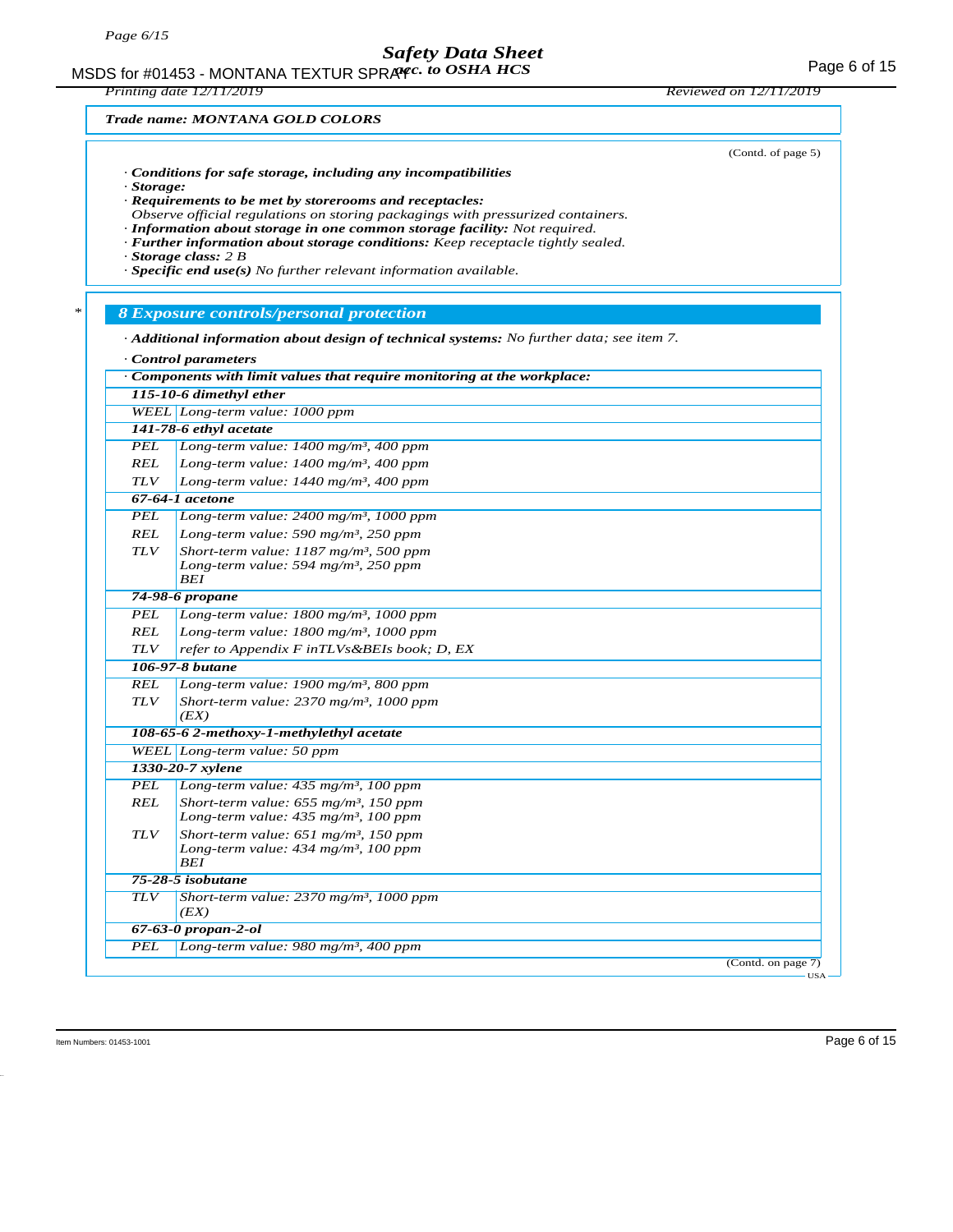**Trade name: MONTANA GOLD COLORS**

(Contd. of page 5)

· **Conditions for safe storage, including any incompatibilities**
· **Storage:**
· **Requirements to be met by storerooms and receptacles:**
Observe official regulations on storing packagings with pressurized containers.
· **Information about storage in one common storage facility:** Not required.
· **Further information about storage conditions:** Keep receptacle tightly sealed.
· **Storage class:** 2 B
· **Specific end use(s)** No further relevant information available.

## 8 Exposure controls/personal protection

· **Additional information about design of technical systems:** No further data; see item 7.

· **Control parameters**

| · Components with limit values that require monitoring at the workplace: | |
|---|---|
| **115-10-6 dimethyl ether** | |
| WEEL | Long-term value: 1000 ppm |
| **141-78-6 ethyl acetate** | |
| PEL | Long-term value: 1400 mg/m³, 400 ppm |
| REL | Long-term value: 1400 mg/m³, 400 ppm |
| TLV | Long-term value: 1440 mg/m³, 400 ppm |
| **67-64-1 acetone** | |
| PEL | Long-term value: 2400 mg/m³, 1000 ppm |
| REL | Long-term value: 590 mg/m³, 250 ppm |
| TLV | Short-term value: 1187 mg/m³, 500 ppm<br>Long-term value: 594 mg/m³, 250 ppm<br>BEI |
| **74-98-6 propane** | |
| PEL | Long-term value: 1800 mg/m³, 1000 ppm |
| REL | Long-term value: 1800 mg/m³, 1000 ppm |
| TLV | refer to Appendix F inTLVs&BEIs book; D, EX |
| **106-97-8 butane** | |
| REL | Long-term value: 1900 mg/m³, 800 ppm |
| TLV | Short-term value: 2370 mg/m³, 1000 ppm<br>(EX) |
| **108-65-6 2-methoxy-1-methylethyl acetate** | |
| WEEL | Long-term value: 50 ppm |
| **1330-20-7 xylene** | |
| PEL | Long-term value: 435 mg/m³, 100 ppm |
| REL | Short-term value: 655 mg/m³, 150 ppm<br>Long-term value: 435 mg/m³, 100 ppm |
| TLV | Short-term value: 651 mg/m³, 150 ppm<br>Long-term value: 434 mg/m³, 100 ppm<br>BEI |
| **75-28-5 isobutane** | |
| TLV | Short-term value: 2370 mg/m³, 1000 ppm<br>(EX) |
| **67-63-0 propan-2-ol** | |
| PEL | Long-term value: 980 mg/m³, 400 ppm |

(Contd. on page 7)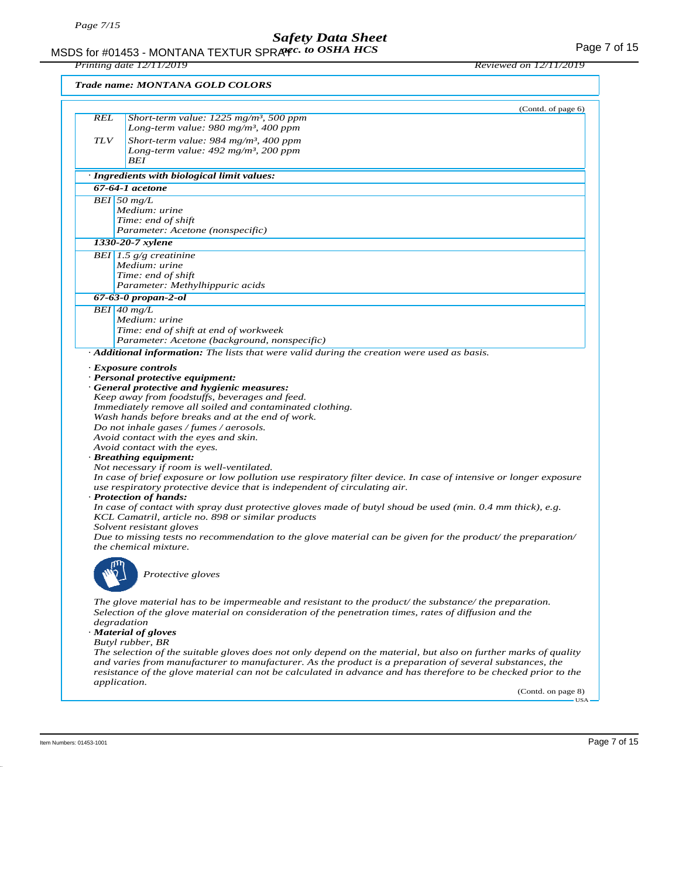Trade name: MONTANA GOLD COLORS

(Contd. of page 6)

| | |
|---|---|
| REL | Short-term value: 1225 mg/m³, 500 ppm<br>Long-term value: 980 mg/m³, 400 ppm |
| TLV | Short-term value: 984 mg/m³, 400 ppm<br>Long-term value: 492 mg/m³, 200 ppm<br>BEI |

· **Ingredients with biological limit values:**

**67-64-1 acetone**

| | |
|---|---|
| BEI | 50 mg/L<br>Medium: urine<br>Time: end of shift<br>Parameter: Acetone (nonspecific) |

**1330-20-7 xylene**

| | |
|---|---|
| BEI | 1.5 g/g creatinine<br>Medium: urine<br>Time: end of shift<br>Parameter: Methylhippuric acids |

**67-63-0 propan-2-ol**

| | |
|---|---|
| BEI | 40 mg/L<br>Medium: urine<br>Time: end of shift at end of workweek<br>Parameter: Acetone (background, nonspecific) |

· **Additional information:** The lists that were valid during the creation were used as basis.

· **Exposure controls**
· **Personal protective equipment:**
· **General protective and hygienic measures:**
Keep away from foodstuffs, beverages and feed.
Immediately remove all soiled and contaminated clothing.
Wash hands before breaks and at the end of work.
Do not inhale gases / fumes / aerosols.
Avoid contact with the eyes and skin.
Avoid contact with the eyes.
· **Breathing equipment:**
Not necessary if room is well-ventilated.
In case of brief exposure or low pollution use respiratory filter device. In case of intensive or longer exposure use respiratory protective device that is independent of circulating air.
· **Protection of hands:**
In case of contact with spray dust protective gloves made of butyl shoud be used (min. 0.4 mm thick), e.g. KCL Camatril, article no. 898 or similar products
Solvent resistant gloves
Due to missing tests no recommendation to the glove material can be given for the product/ the preparation/ the chemical mixture.

Protective gloves

The glove material has to be impermeable and resistant to the product/ the substance/ the preparation.
Selection of the glove material on consideration of the penetration times, rates of diffusion and the degradation
· **Material of gloves**
Butyl rubber, BR
The selection of the suitable gloves does not only depend on the material, but also on further marks of quality and varies from manufacturer to manufacturer. As the product is a preparation of several substances, the resistance of the glove material can not be calculated in advance and has therefore to be checked prior to the application.

(Contd. on page 8)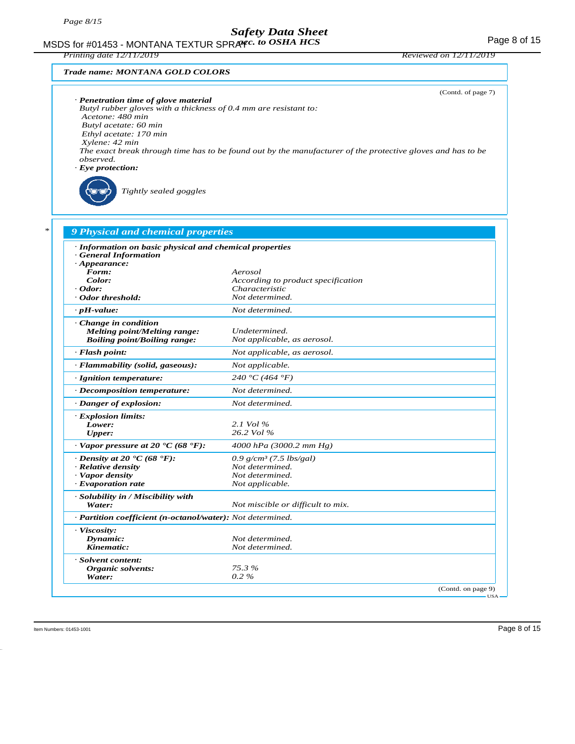**Trade name: MONTANA GOLD COLORS**

(Contd. of page 7)

· **Penetration time of glove material**
Butyl rubber gloves with a thickness of 0.4 mm are resistant to:
Acetone: 480 min
Butyl acetate: 60 min
Ethyl acetate: 170 min
Xylene: 42 min
The exact break through time has to be found out by the manufacturer of the protective gloves and has to be observed.

· **Eye protection:**

Tightly sealed goggles

## 9 Physical and chemical properties

· **Information on basic physical and chemical properties**
· **General Information**

| | |
|---|---|
| · **Appearance:** | |
| **Form:** | Aerosol |
| **Color:** | According to product specification |
| · **Odor:** | Characteristic |
| · **Odor threshold:** | Not determined. |
| · **pH-value:** | Not determined. |
| · **Change in condition** | |
| **Melting point/Melting range:** | Undetermined. |
| **Boiling point/Boiling range:** | Not applicable, as aerosol. |
| · **Flash point:** | Not applicable, as aerosol. |
| · **Flammability (solid, gaseous):** | Not applicable. |
| · **Ignition temperature:** | 240 °C (464 °F) |
| · **Decomposition temperature:** | Not determined. |
| · **Danger of explosion:** | Not determined. |
| · **Explosion limits:** | |
| **Lower:** | 2.1 Vol % |
| **Upper:** | 26.2 Vol % |
| · **Vapor pressure at 20 °C (68 °F):** | 4000 hPa (3000.2 mm Hg) |
| · **Density at 20 °C (68 °F):** | 0.9 g/cm³ (7.5 lbs/gal) |
| · **Relative density** | Not determined. |
| · **Vapor density** | Not determined. |
| · **Evaporation rate** | Not applicable. |
| · **Solubility in / Miscibility with** | |
| **Water:** | Not miscible or difficult to mix. |
| · **Partition coefficient (n-octanol/water):** | Not determined. |
| · **Viscosity:** | |
| **Dynamic:** | Not determined. |
| **Kinematic:** | Not determined. |
| · **Solvent content:** | |
| **Organic solvents:** | 75.3 % |
| **Water:** | 0.2 % |

(Contd. on page 9)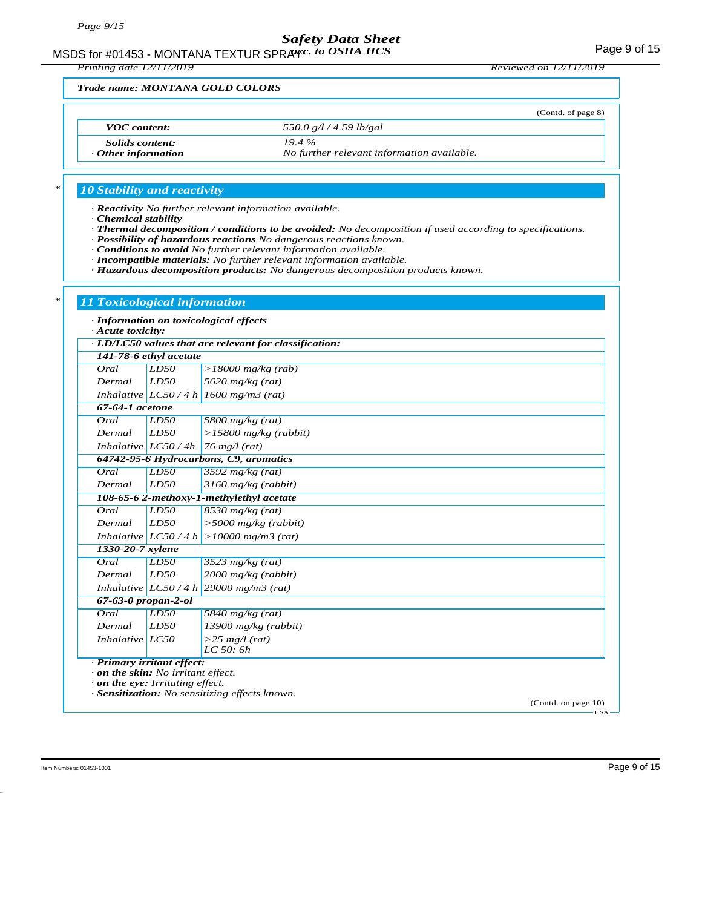**Trade name: MONTANA GOLD COLORS**

(Contd. of page 8)

| | |
|---|---|
| **VOC content:** | 550.0 g/l / 4.59 lb/gal |
| **Solids content:** | 19.4 % |
| **· Other information** | No further relevant information available. |

## 10 Stability and reactivity

· **Reactivity** No further relevant information available.
· **Chemical stability**
· **Thermal decomposition / conditions to be avoided:** No decomposition if used according to specifications.
· **Possibility of hazardous reactions** No dangerous reactions known.
· **Conditions to avoid** No further relevant information available.
· **Incompatible materials:** No further relevant information available.
· **Hazardous decomposition products:** No dangerous decomposition products known.

## 11 Toxicological information

· **Information on toxicological effects**
· **Acute toxicity:**

| · LD/LC50 values that are relevant for classification: | | |
|---|---|---|
| **141-78-6 ethyl acetate** | | |
| Oral | LD50 | >18000 mg/kg (rab) |
| Dermal | LD50 | 5620 mg/kg (rat) |
| Inhalative | LC50 / 4 h | 1600 mg/m3 (rat) |
| **67-64-1 acetone** | | |
| Oral | LD50 | 5800 mg/kg (rat) |
| Dermal | LD50 | >15800 mg/kg (rabbit) |
| Inhalative | LC50 / 4h | 76 mg/l (rat) |
| **64742-95-6 Hydrocarbons, C9, aromatics** | | |
| Oral | LD50 | 3592 mg/kg (rat) |
| Dermal | LD50 | 3160 mg/kg (rabbit) |
| **108-65-6 2-methoxy-1-methylethyl acetate** | | |
| Oral | LD50 | 8530 mg/kg (rat) |
| Dermal | LD50 | >5000 mg/kg (rabbit) |
| Inhalative | LC50 / 4 h | >10000 mg/m3 (rat) |
| **1330-20-7 xylene** | | |
| Oral | LD50 | 3523 mg/kg (rat) |
| Dermal | LD50 | 2000 mg/kg (rabbit) |
| Inhalative | LC50 / 4 h | 29000 mg/m3 (rat) |
| **67-63-0 propan-2-ol** | | |
| Oral | LD50 | 5840 mg/kg (rat) |
| Dermal | LD50 | 13900 mg/kg (rabbit) |
| Inhalative | LC50 | >25 mg/l (rat) LC 50: 6h |

· **Primary irritant effect:**
· **on the skin:** No irritant effect.
· **on the eye:** Irritating effect.
· **Sensitization:** No sensitizing effects known.

(Contd. on page 10)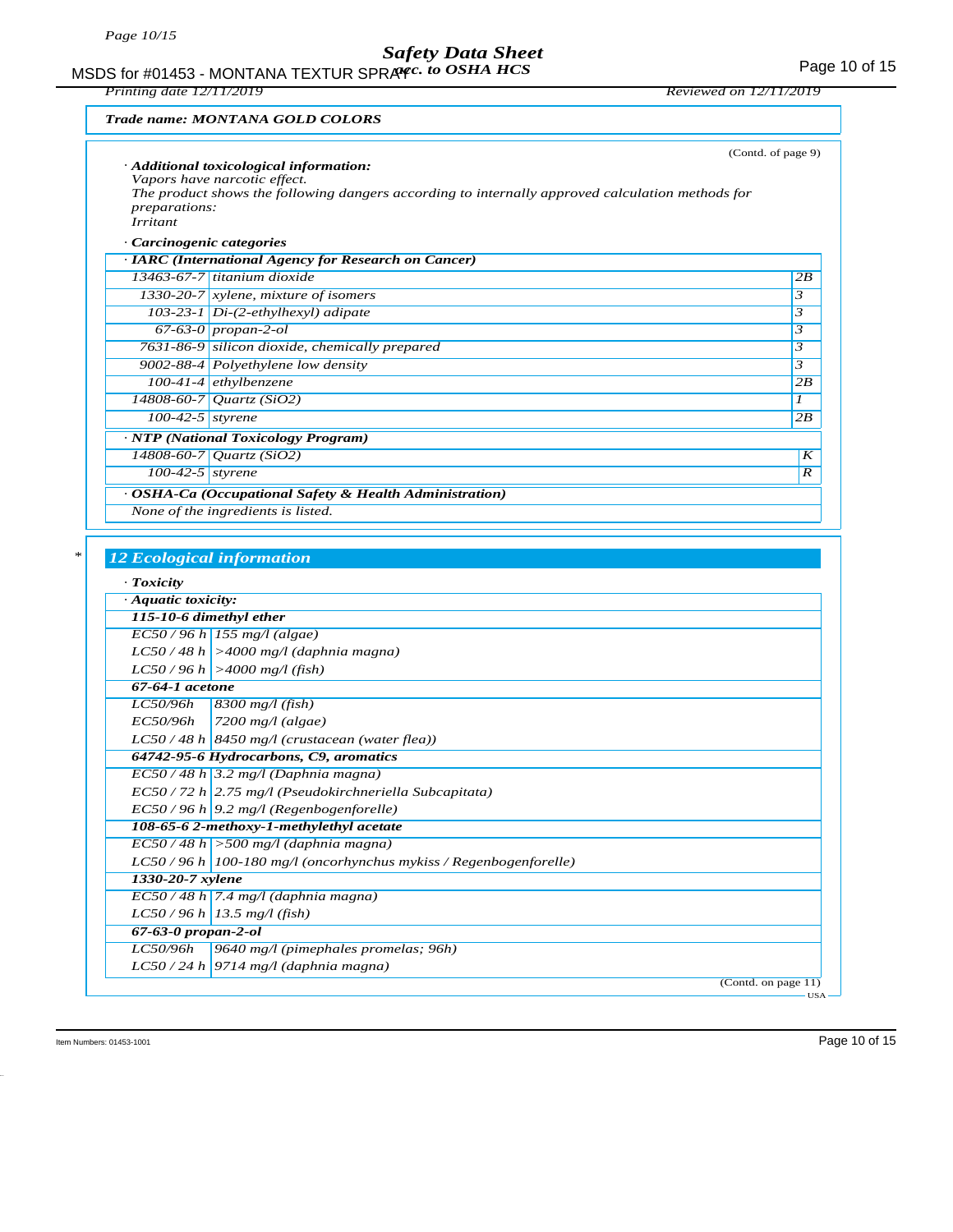*Trade name: MONTANA GOLD COLORS*

(Contd. of page 9)

· ***Additional toxicological information:***
*Vapors have narcotic effect.*
*The product shows the following dangers according to internally approved calculation methods for preparations:*
*Irritant*

· ***Carcinogenic categories***

| · ***IARC (International Agency for Research on Cancer)*** | | |
|---|---|---|
| 13463-67-7 | titanium dioxide | 2B |
| 1330-20-7 | xylene, mixture of isomers | 3 |
| 103-23-1 | Di-(2-ethylhexyl) adipate | 3 |
| 67-63-0 | propan-2-ol | 3 |
| 7631-86-9 | silicon dioxide, chemically prepared | 3 |
| 9002-88-4 | Polyethylene low density | 3 |
| 100-41-4 | ethylbenzene | 2B |
| 14808-60-7 | Quartz (SiO2) | 1 |
| 100-42-5 | styrene | 2B |

| · ***NTP (National Toxicology Program)*** | | |
|---|---|---|
| 14808-60-7 | Quartz (SiO2) | K |
| 100-42-5 | styrene | R |

· ***OSHA-Ca (Occupational Safety & Health Administration)***
*None of the ingredients is listed.*

## *12 Ecological information

· ***Toxicity***

| · ***Aquatic toxicity:*** | |
|---|---|
| ***115-10-6 dimethyl ether*** | |
| EC50 / 96 h | 155 mg/l (algae) |
| LC50 / 48 h | >4000 mg/l (daphnia magna) |
| LC50 / 96 h | >4000 mg/l (fish) |
| ***67-64-1 acetone*** | |
| LC50/96h | 8300 mg/l (fish) |
| EC50/96h | 7200 mg/l (algae) |
| LC50 / 48 h | 8450 mg/l (crustacean (water flea)) |
| ***64742-95-6 Hydrocarbons, C9, aromatics*** | |
| EC50 / 48 h | 3.2 mg/l (Daphnia magna) |
| EC50 / 72 h | 2.75 mg/l (Pseudokirchneriella Subcapitata) |
| EC50 / 96 h | 9.2 mg/l (Regenbogenforelle) |
| ***108-65-6 2-methoxy-1-methylethyl acetate*** | |
| EC50 / 48 h | >500 mg/l (daphnia magna) |
| LC50 / 96 h | 100-180 mg/l (oncorhynchus mykiss / Regenbogenforelle) |
| ***1330-20-7 xylene*** | |
| EC50 / 48 h | 7.4 mg/l (daphnia magna) |
| LC50 / 96 h | 13.5 mg/l (fish) |
| ***67-63-0 propan-2-ol*** | |
| LC50/96h | 9640 mg/l (pimephales promelas; 96h) |
| LC50 / 24 h | 9714 mg/l (daphnia magna) |

(Contd. on page 11)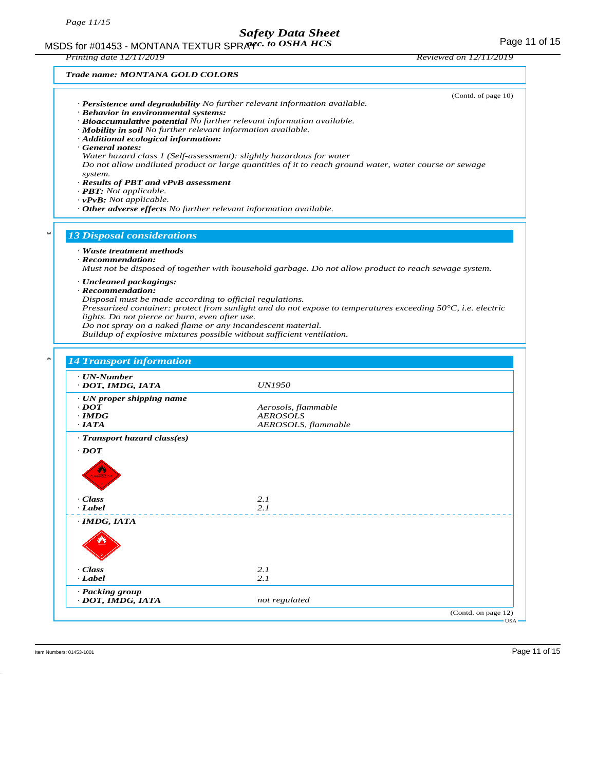**Trade name: MONTANA GOLD COLORS**

(Contd. of page 10)

· **Persistence and degradability** No further relevant information available.
· **Behavior in environmental systems:**
· **Bioaccumulative potential** No further relevant information available.
· **Mobility in soil** No further relevant information available.
· **Additional ecological information:**
· **General notes:**
Water hazard class 1 (Self-assessment): slightly hazardous for water
Do not allow undiluted product or large quantities of it to reach ground water, water course or sewage system.
· **Results of PBT and vPvB assessment**
· **PBT:** Not applicable.
· **vPvB:** Not applicable.
· **Other adverse effects** No further relevant information available.

## 13 Disposal considerations

· **Waste treatment methods**
· **Recommendation:**
Must not be disposed of together with household garbage. Do not allow product to reach sewage system.

· **Uncleaned packagings:**
· **Recommendation:**
Disposal must be made according to official regulations.
Pressurized container: protect from sunlight and do not expose to temperatures exceeding 50°C, i.e. electric lights. Do not pierce or burn, even after use.
Do not spray on a naked flame or any incandescent material.
Buildup of explosive mixtures possible without sufficient ventilation.

## 14 Transport information

| | |
|---|---|
| · **UN-Number** | |
| · **DOT, IMDG, IATA** | UN1950 |
| · **UN proper shipping name** | |
| · **DOT** | Aerosols, flammable |
| · **IMDG** | AEROSOLS |
| · **IATA** | AEROSOLS, flammable |
| · **Transport hazard class(es)** | |
| · **DOT** | |
| · **Class** | 2.1 |
| · **Label** | 2.1 |
| · **IMDG, IATA** | |
| · **Class** | 2.1 |
| · **Label** | 2.1 |
| · **Packing group** | |
| · **DOT, IMDG, IATA** | not regulated |

(Contd. on page 12)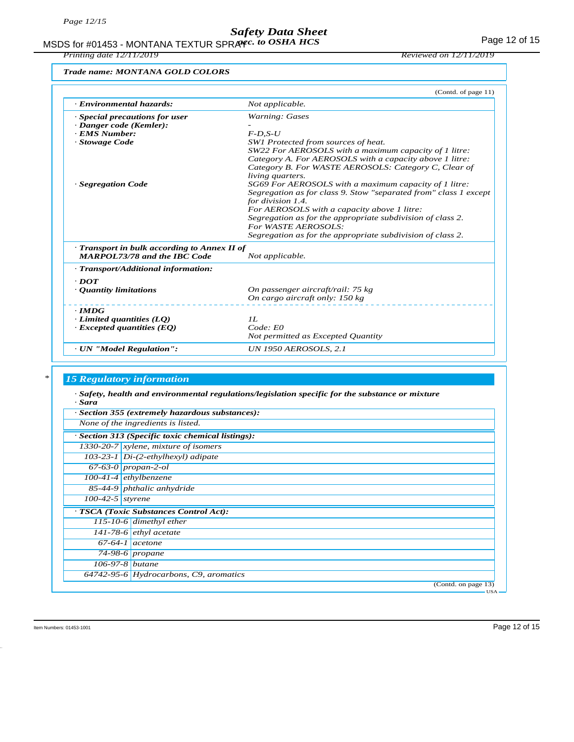*Trade name: MONTANA GOLD COLORS*

(Contd. of page 11)

| | |
|---|---|
| · *Environmental hazards:* | *Not applicable.* |
| · *Special precautions for user* | *Warning: Gases* |
| · *Danger code (Kemler):* | *-* |
| · *EMS Number:* | *F-D,S-U* |
| · *Stowage Code* | *SW1 Protected from sources of heat. SW22 For AEROSOLS with a maximum capacity of 1 litre: Category A. For AEROSOLS with a capacity above 1 litre: Category B. For WASTE AEROSOLS: Category C, Clear of living quarters.* |
| · *Segregation Code* | *SG69 For AEROSOLS with a maximum capacity of 1 litre: Segregation as for class 9. Stow "separated from" class 1 except for division 1.4. For AEROSOLS with a capacity above 1 litre: Segregation as for the appropriate subdivision of class 2. For WASTE AEROSOLS: Segregation as for the appropriate subdivision of class 2.* |
| · *Transport in bulk according to Annex II of MARPOL73/78 and the IBC Code* | *Not applicable.* |
| · *Transport/Additional information:* | |
| · *DOT* | |
| · *Quantity limitations* | *On passenger aircraft/rail: 75 kg* *On cargo aircraft only: 150 kg* |
| · *IMDG* | |
| · *Limited quantities (LQ)* | *1L* |
| · *Excepted quantities (EQ)* | *Code: E0* *Not permitted as Excepted Quantity* |
| · *UN "Model Regulation":* | *UN 1950 AEROSOLS, 2.1* |

## *15 Regulatory information

· ***Safety, health and environmental regulations/legislation specific for the substance or mixture***
· ***Sara***

· ***Section 355 (extremely hazardous substances):***

*None of the ingredients is listed.*

· ***Section 313 (Specific toxic chemical listings):***

| | |
|---|---|
| *1330-20-7* | *xylene, mixture of isomers* |
| *103-23-1* | *Di-(2-ethylhexyl) adipate* |
| *67-63-0* | *propan-2-ol* |
| *100-41-4* | *ethylbenzene* |
| *85-44-9* | *phthalic anhydride* |
| *100-42-5* | *styrene* |

· ***TSCA (Toxic Substances Control Act):***

| | |
|---|---|
| *115-10-6* | *dimethyl ether* |
| *141-78-6* | *ethyl acetate* |
| *67-64-1* | *acetone* |
| *74-98-6* | *propane* |
| *106-97-8* | *butane* |
| *64742-95-6* | *Hydrocarbons, C9, aromatics* |

(Contd. on page 13)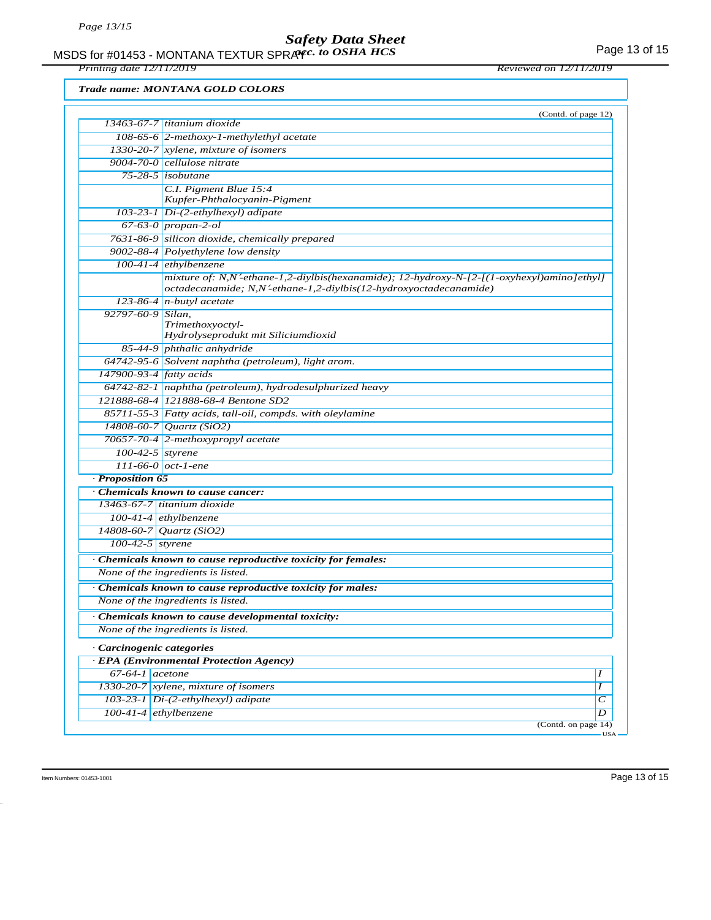**Trade name: MONTANA GOLD COLORS**

(Contd. of page 12)

| | |
|---|---|
| 13463-67-7 | titanium dioxide |
| 108-65-6 | 2-methoxy-1-methylethyl acetate |
| 1330-20-7 | xylene, mixture of isomers |
| 9004-70-0 | cellulose nitrate |
| 75-28-5 | isobutane |
| | C.I. Pigment Blue 15:4 Kupfer-Phthalocyanin-Pigment |
| 103-23-1 | Di-(2-ethylhexyl) adipate |
| 67-63-0 | propan-2-ol |
| 7631-86-9 | silicon dioxide, chemically prepared |
| 9002-88-4 | Polyethylene low density |
| 100-41-4 | ethylbenzene |
| | mixture of: N,N´-ethane-1,2-diylbis(hexanamide); 12-hydroxy-N-[2-[(1-oxyhexyl)amino]ethyl] octadecanamide; N,N´-ethane-1,2-diylbis(12-hydroxyoctadecanamide) |
| 123-86-4 | n-butyl acetate |
| 92797-60-9 | Silan, Trimethoxyoctyl- Hydrolyseprodukt mit Siliciumdioxid |
| 85-44-9 | phthalic anhydride |
| 64742-95-6 | Solvent naphtha (petroleum), light arom. |
| 147900-93-4 | fatty acids |
| 64742-82-1 | naphtha (petroleum), hydrodesulphurized heavy |
| 121888-68-4 | 121888-68-4 Bentone SD2 |
| 85711-55-3 | Fatty acids, tall-oil, compds. with oleylamine |
| 14808-60-7 | Quartz ($SiO_2$) |
| 70657-70-4 | 2-methoxypropyl acetate |
| 100-42-5 | styrene |
| 111-66-0 | oct-1-ene |

**· Proposition 65**

**· Chemicals known to cause cancer:**

| | |
|---|---|
| 13463-67-7 | titanium dioxide |
| 100-41-4 | ethylbenzene |
| 14808-60-7 | Quartz ($SiO_2$) |
| 100-42-5 | styrene |

**· Chemicals known to cause reproductive toxicity for females:**

None of the ingredients is listed.

**· Chemicals known to cause reproductive toxicity for males:**

None of the ingredients is listed.

**· Chemicals known to cause developmental toxicity:**

None of the ingredients is listed.

**· Carcinogenic categories**

**· EPA (Environmental Protection Agency)**

| | | |
|---|---|---|
| 67-64-1 | acetone | I |
| 1330-20-7 | xylene, mixture of isomers | I |
| 103-23-1 | Di-(2-ethylhexyl) adipate | C |
| 100-41-4 | ethylbenzene | D |

(Contd. on page 14)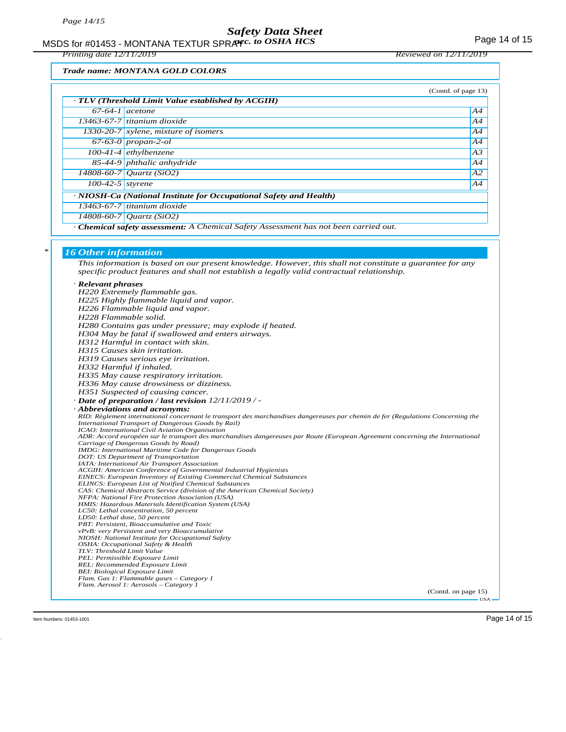**Trade name: MONTANA GOLD COLORS**

(Contd. of page 13)

· **TLV (Threshold Limit Value established by ACGIH)**

| | | |
|---|---|---|
| 67-64-1 | acetone | A4 |
| 13463-67-7 | titanium dioxide | A4 |
| 1330-20-7 | xylene, mixture of isomers | A4 |
| 67-63-0 | propan-2-ol | A4 |
| 100-41-4 | ethylbenzene | A3 |
| 85-44-9 | phthalic anhydride | A4 |
| 14808-60-7 | Quartz ($SiO_2$) | A2 |
| 100-42-5 | styrene | A4 |

· **NIOSH-Ca (National Institute for Occupational Safety and Health)**

| | |
|---|---|
| 13463-67-7 | titanium dioxide |
| 14808-60-7 | Quartz ($SiO_2$) |

· **Chemical safety assessment:** A Chemical Safety Assessment has not been carried out.

## * 16 Other information

This information is based on our present knowledge. However, this shall not constitute a guarantee for any specific product features and shall not establish a legally valid contractual relationship.

· **Relevant phrases**

H220 Extremely flammable gas.
H225 Highly flammable liquid and vapor.
H226 Flammable liquid and vapor.
H228 Flammable solid.
H280 Contains gas under pressure; may explode if heated.
H304 May be fatal if swallowed and enters airways.
H312 Harmful in contact with skin.
H315 Causes skin irritation.
H319 Causes serious eye irritation.
H332 Harmful if inhaled.
H335 May cause respiratory irritation.
H336 May cause drowsiness or dizziness.
H351 Suspected of causing cancer.

· **Date of preparation / last revision** 12/11/2019 / -

· **Abbreviations and acronyms:**

RID: Règlement international concernant le transport des marchandises dangereuses par chemin de fer (Regulations Concerning the International Transport of Dangerous Goods by Rail)
ICAO: International Civil Aviation Organisation
ADR: Accord européen sur le transport des marchandises dangereuses par Route (European Agreement concerning the International Carriage of Dangerous Goods by Road)
IMDG: International Maritime Code for Dangerous Goods
DOT: US Department of Transportation
IATA: International Air Transport Association
ACGIH: American Conference of Governmental Industrial Hygienists
EINECS: European Inventory of Existing Commercial Chemical Substances
ELINCS: European List of Notified Chemical Substances
CAS: Chemical Abstracts Service (division of the American Chemical Society)
NFPA: National Fire Protection Association (USA)
HMIS: Hazardous Materials Identification System (USA)
LC50: Lethal concentration, 50 percent
LD50: Lethal dose, 50 percent
PBT: Persistent, Bioaccumulative and Toxic
vPvB: very Persistent and very Bioaccumulative
NIOSH: National Institute for Occupational Safety
OSHA: Occupational Safety & Health
TLV: Threshold Limit Value
PEL: Permissible Exposure Limit
REL: Recommended Exposure Limit
BEI: Biological Exposure Limit
Flam. Gas 1: Flammable gases – Category 1
Flam. Aerosol 1: Aerosols – Category 1

(Contd. on page 15)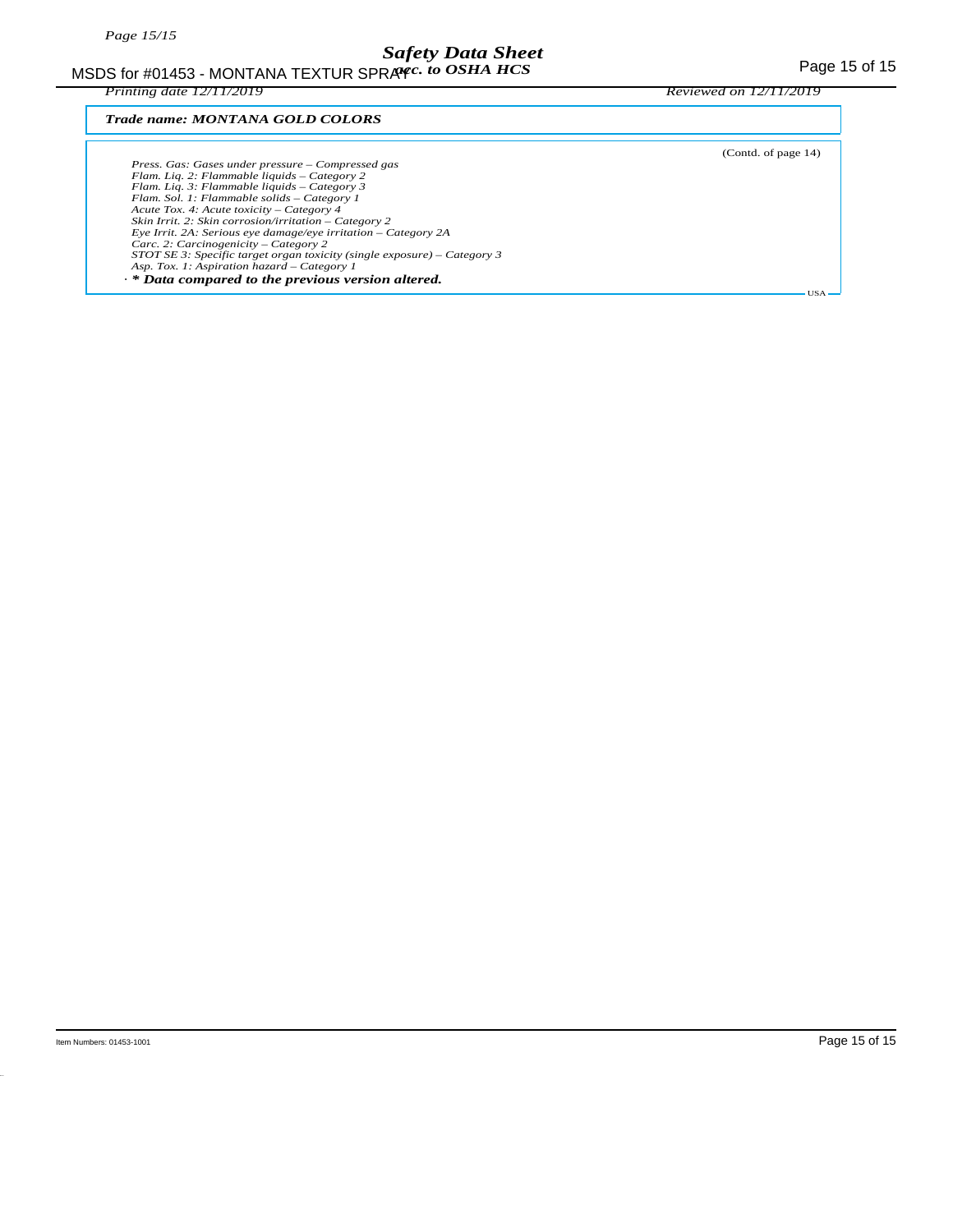**Trade name: MONTANA GOLD COLORS**

(Contd. of page 14)

*Press. Gas: Gases under pressure – Compressed gas*
*Flam. Liq. 2: Flammable liquids – Category 2*
*Flam. Liq. 3: Flammable liquids – Category 3*
*Flam. Sol. 1: Flammable solids – Category 1*
*Acute Tox. 4: Acute toxicity – Category 4*
*Skin Irrit. 2: Skin corrosion/irritation – Category 2*
*Eye Irrit. 2A: Serious eye damage/eye irritation – Category 2A*
*Carc. 2: Carcinogenicity – Category 2*
*STOT SE 3: Specific target organ toxicity (single exposure) – Category 3*
*Asp. Tox. 1: Aspiration hazard – Category 1*

· ***\* Data compared to the previous version altered.***

USA